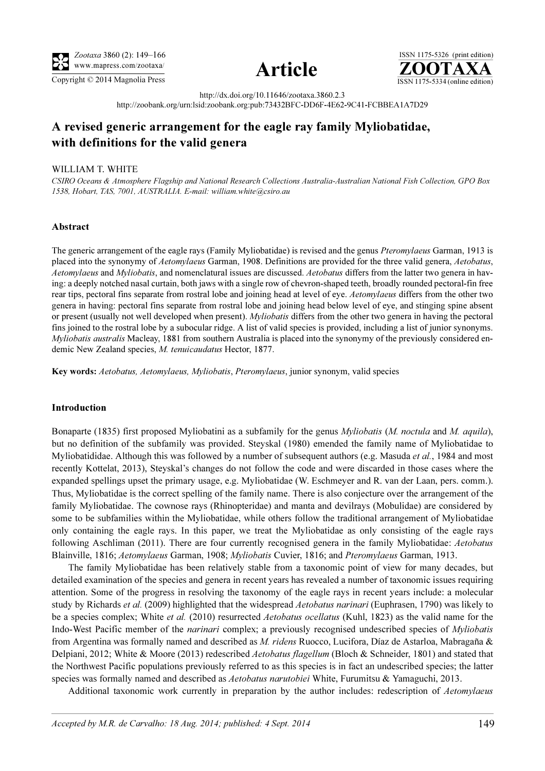http://dx.doi.org/10.11646/zootaxa.3860.2.3

http://zoobank.org/urn:lsid:zoobank.org:pub:73432BFC-DD6F-4E62-9C41-FCBBEA1A7D29

# A revised generic arrangement for the eagle ray family Myliobatidae, with definitions for the valid genera

WILLIAM T. WHITE

*CSIRO Oceans & Atmosphere Flagship and National Research Collections Australia-Australian National Fish Collection, GPO Box 1538, Hobart, TAS, 7001, AUSTRALIA. E-mail: william.white@csiro.au*

## Abstract

The generic arrangement of the eagle rays (Family Myliobatidae) is revised and the genus *Pteromylaeus* Garman, 1913 is placed into the synonymy of *Aetomylaeus* Garman, 1908. Definitions are provided for the three valid genera, *Aetobatus*, *Aetomylaeus* and *Myliobatis*, and nomenclatural issues are discussed. *Aetobatus* differs from the latter two genera in having: a deeply notched nasal curtain, both jaws with a single row of chevron-shaped teeth, broadly rounded pectoral-fin free rear tips, pectoral fins separate from rostral lobe and joining head at level of eye. *Aetomylaeus* differs from the other two genera in having: pectoral fins separate from rostral lobe and joining head below level of eye, and stinging spine absent or present (usually not well developed when present). *Myliobatis* differs from the other two genera in having the pectoral fins joined to the rostral lobe by a subocular ridge. A list of valid species is provided, including a list of junior synonyms. *Myliobatis australis* Macleay, 1881 from southern Australia is placed into the synonymy of the previously considered endemic New Zealand species, *M. tenuicaudatus* Hector, 1877.

**Key words:** *Aetobatus, Aetomylaeus, Myliobatis*, *Pteromylaeus*, junior synonym, valid species

## Introduction

Bonaparte (1835) first proposed Myliobatini as a subfamily for the genus *Myliobatis* (*M. noctula* and *M. aquila*), but no definition of the subfamily was provided. Steyskal (1980) emended the family name of Myliobatidae to Myliobatididae. Although this was followed by a number of subsequent authors (e.g. Masuda *et al.*, 1984 and most recently Kottelat, 2013), Steyskal's changes do not follow the code and were discarded in those cases where the expanded spellings upset the primary usage, e.g. Myliobatidae (W. Eschmeyer and R. van der Laan, pers. comm.). Thus, Myliobatidae is the correct spelling of the family name. There is also conjecture over the arrangement of the family Myliobatidae. The cownose rays (Rhinopteridae) and manta and devilrays (Mobulidae) are considered by some to be subfamilies within the Myliobatidae, while others follow the traditional arrangement of Myliobatidae only containing the eagle rays. In this paper, we treat the Myliobatidae as only consisting of the eagle rays following Aschliman (2011). There are four currently recognised genera in the family Myliobatidae: *Aetobatus* Blainville, 1816; *Aetomylaeus* Garman, 1908; *Myliobatis* Cuvier, 1816; and *Pteromylaeus* Garman, 1913.

The family Myliobatidae has been relatively stable from a taxonomic point of view for many decades, but detailed examination of the species and genera in recent years has revealed a number of taxonomic issues requiring attention. Some of the progress in resolving the taxonomy of the eagle rays in recent years include: a molecular study by Richards *et al.* (2009) highlighted that the widespread *Aetobatus narinari* (Euphrasen, 1790) was likely to be a species complex; White *et al.* (2010) resurrected *Aetobatus ocellatus* (Kuhl, 1823) as the valid name for the Indo-West Pacific member of the *narinari* complex; a previously recognised undescribed species of *Myliobatis* from Argentina was formally named and described as *M. ridens* Ruocco, Lucifora, Díaz de Astarloa, Mabragaña & Delpiani, 2012; White & Moore (2013) redescribed *Aetobatus flagellum* (Bloch & Schneider, 1801) and stated that the Northwest Pacific populations previously referred to as this species is in fact an undescribed species; the latter species was formally named and described as *Aetobatus narutobiei* White, Furumitsu & Yamaguchi, 2013.

Additional taxonomic work currently in preparation by the author includes: redescription of *Aetomylaeus*

*Accepted by M.R. de Carvalho: 18 Aug. 2014; published: 4 Sept. 2014*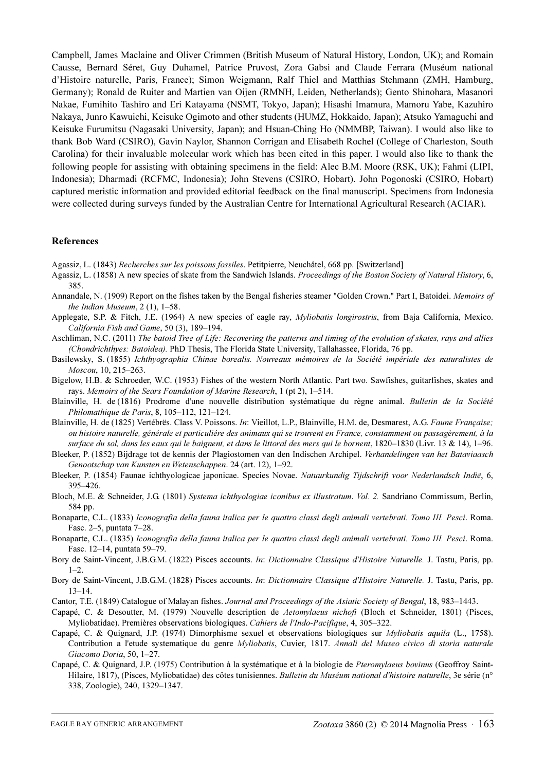Campbell, James Maclaine and Oliver Crimmen (British Museum of Natural History, London, UK); and Romain Causse, Bernard Séret, Guy Duhamel, Patrice Pruvost, Zora Gabsi and Claude Ferrara (Muséum national d'Histoire naturelle, Paris, France); Simon Weigmann, Ralf Thiel and Matthias Stehmann (ZMH, Hamburg, Germany); Ronald de Ruiter and Martien van Oijen (RMNH, Leiden, Netherlands); Gento Shinohara, Masanori Nakae, Fumihito Tashiro and Eri Katayama (NSMT, Tokyo, Japan); Hisashi Imamura, Mamoru Yabe, Kazuhiro Nakaya, Junro Kawuichi, Keisuke Ogimoto and other students (HUMZ, Hokkaido, Japan); Atsuko Yamaguchi and Keisuke Furumitsu (Nagasaki University, Japan); and Hsuan-Ching Ho (NMMBP, Taiwan). I would also like to thank Bob Ward (CSIRO), Gavin Naylor, Shannon Corrigan and Elisabeth Rochel (College of Charleston, South Carolina) for their invaluable molecular work which has been cited in this paper. I would also like to thank the following people for assisting with obtaining specimens in the field: Alec B.M. Moore (RSK, UK); Fahmi (LIPI, Indonesia); Dharmadi (RCFMC, Indonesia); John Stevens (CSIRO, Hobart). John Pogonoski (CSIRO, Hobart) captured meristic information and provided editorial feedback on the final manuscript. Specimens from Indonesia were collected during surveys funded by the Australian Centre for International Agricultural Research (ACIAR).

## References

Agassiz, L. (1843) *Recherches sur les poissons fossiles*. Petitpierre, Neuchâtel, 668 pp. [Switzerland]

Agassiz, L. (1858) A new species of skate from the Sandwich Islands. *Proceedings of the Boston Society of Natural History*, 6, 385.

Annandale, N. (1909) Report on the fishes taken by the Bengal fisheries steamer "Golden Crown." Part I, Batoidei. *Memoirs of the Indian Museum*, 2 (1), 1–58.

Applegate, S.P. & Fitch, J.E. (1964) A new species of eagle ray, *Myliobatis longirostris*, from Baja California, Mexico. *California Fish and Game*, 50 (3), 189–194.

Aschliman, N.C. (2011) *The batoid Tree of Life: Recovering the patterns and timing of the evolution of skates, rays and allies (Chondrichthyes: Batoidea).* PhD Thesis, The Florida State University, Tallahassee, Florida, 76 pp.

Basilewsky, S. (1855) *Ichthyographia Chinae borealis. Nouveaux mémoires de la Société impériale des naturalistes de Moscou*, 10, 215–263.

Bigelow, H.B. & Schroeder, W.C. (1953) Fishes of the western North Atlantic. Part two. Sawfishes, guitarfishes, skates and rays. *Memoirs of the Sears Foundation of Marine Research*, 1 (pt 2), 1–514.

Blainville, H. de (1816) Prodrome d'une nouvelle distribution systématique du règne animal. *Bulletin de la Société Philomatique de Paris*, 8, 105–112, 121–124.

Blainville, H. de (1825) Vertébrës. Class V. Poissons. *In*: Vieillot, L.P., Blainville, H.M. de, Desmarest, A.G. *Faune Française; ou histoire naturelle, générale et particuliére des animaux qui se trouvent en France, constamment ou passagèrement, à la surface du sol, dans les eaux qui le baignent, et dans le littoral des mers qui le bornent*, 1820–1830 (Livr. 13 & 14), 1–96.

Bleeker, P. (1852) Bijdrage tot de kennis der Plagiostomen van den Indischen Archipel. *Verhandelingen van het Bataviaasch Genootschap van Kunsten en Wetenschappen*. 24 (art. 12), 1–92.

Bleeker, P. (1854) Faunae ichthyologicae japonicae. Species Novae. *Natuurkundig Tijdschrift voor Nederlandsch Indië*, 6, 395–426.

Bloch, M.E. & Schneider, J.G. (1801) *Systema ichthyologiae iconibus ex illustratum*. *Vol. 2.* Sandriano Commissum, Berlin, 584 pp.

Bonaparte, C.L. (1833) *Iconografia della fauna italica per le quattro classi degli animali vertebrati. Tomo III. Pesci*. Roma. Fasc. 2–5, puntata 7–28.

Bonaparte, C.L. (1835) *Iconografia della fauna italica per le quattro classi degli animali vertebrati. Tomo III. Pesci*. Roma. Fasc. 12–14, puntata 59–79.

Bory de Saint-Vincent, J.B.G.M. (1822) Pisces accounts. *In*: *Dictionnaire Classique d'Histoire Naturelle.* J. Tastu, Paris, pp. 1–2.

Bory de Saint-Vincent, J.B.G.M. (1828) Pisces accounts. *In*: *Dictionnaire Classique d'Histoire Naturelle.* J. Tastu, Paris, pp. 13–14.

Cantor, T.E. (1849) Catalogue of Malayan fishes. *Journal and Proceedings of the Asiatic Society of Bengal*, 18, 983–1443.

Capapé, C. & Desoutter, M. (1979) Nouvelle description de *Aetomylaeus nichofi* (Bloch et Schneider, 1801) (Pisces, Myliobatidae). Premières observations biologiques. *Cahiers de l'Indo-Pacifique*, 4, 305–322.

Capapé, C. & Quignard, J.P. (1974) Dimorphisme sexuel et observations biologiques sur *Myliobatis aquila* (L., 1758). Contribution a l'etude systematique du genre *Myliobatis*, Cuvier, 1817. *Annali del Museo civico di storia naturale Giacomo Doria*, 50, 1–27.

Capapé, C. & Quignard, J.P. (1975) Contribution à la systématique et à la biologie de *Pteromylaeus bovinus* (Geoffroy Saint-Hilaire, 1817), (Pisces, Myliobatidae) des côtes tunisiennes. *Bulletin du Muséum national d'histoire naturelle*, 3e série (n° 338, Zoologie), 240, 1329–1347.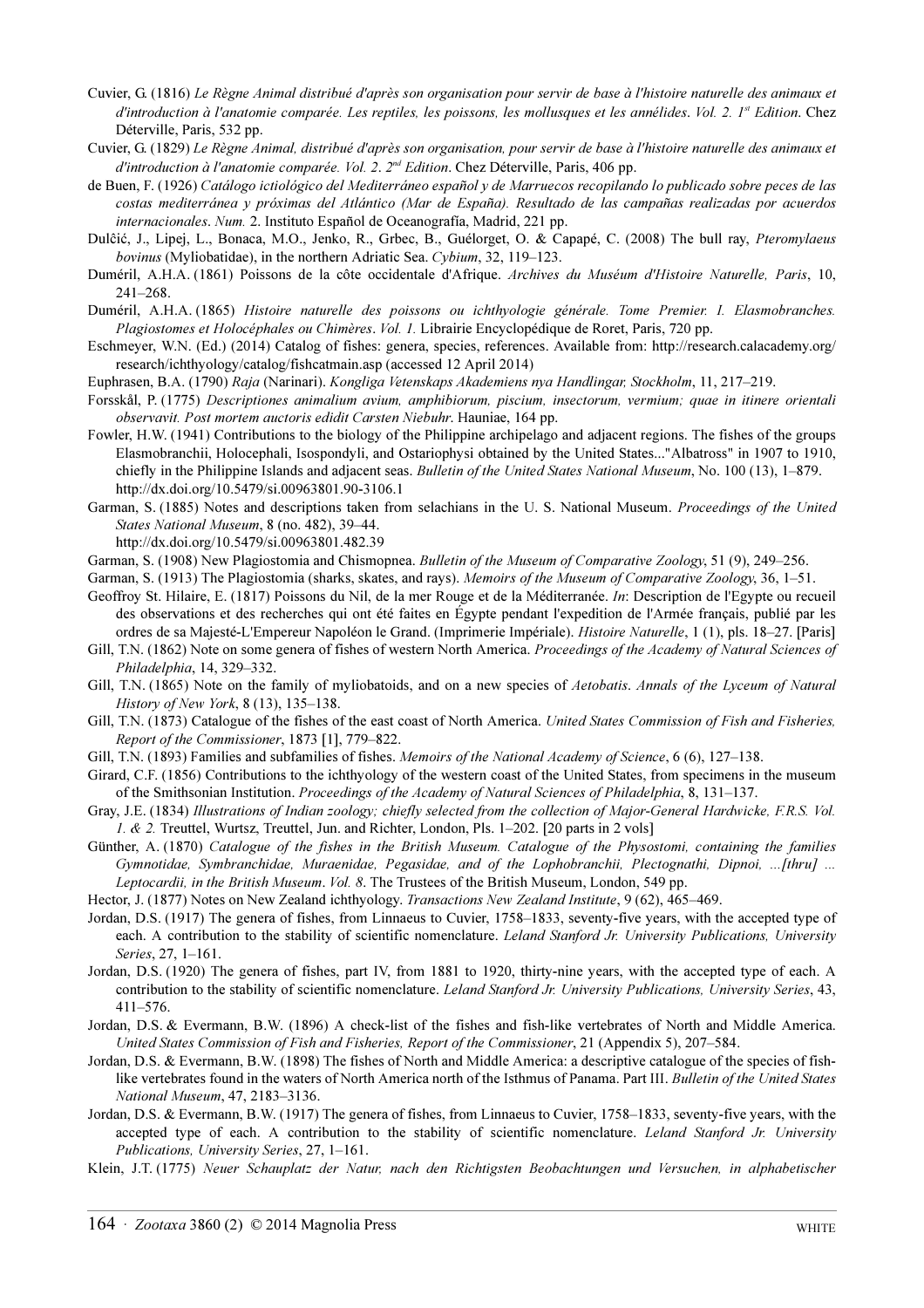Cuvier, G. (1816) *Le Règne Animal distribué d'après son organisation pour servir de base à l'histoire naturelle des animaux et d'introduction à l'anatomie comparée. Les reptiles, les poissons, les mollusques et les annélides. Vol. 2. 1st Edition*. Chez Déterville, Paris, 532 pp.

Cuvier, G. (1829) *Le Règne Animal, distribué d'après son organisation, pour servir de base à l'histoire naturelle des animaux et d'introduction à l'anatomie comparée. Vol. 2. 2nd Edition*. Chez Déterville, Paris, 406 pp.

de Buen, F. (1926) *Catálogo ictiológico del Mediterráneo español y de Marruecos recopilando lo publicado sobre peces de las costas mediterránea y próximas del Atlántico (Mar de España). Resultado de las campañas realizadas por acuerdos internacionales*. *Num.* 2. Instituto Español de Oceanografía, Madrid, 221 pp.

Dulčić, J., Lipej, L., Bonaca, M.O., Jenko, R., Grbec, B., Guélorget, O. & Capapé, C. (2008) The bull ray, *Pteromylaeus bovinus* (Myliobatidae), in the northern Adriatic Sea. *Cybium*, 32, 119–123.

Duméril, A.H.A. (1861) Poissons de la côte occidentale d'Afrique. *Archives du Muséum d'Histoire Naturelle, Paris*, 10, 241–268.

Duméril, A.H.A. (1865) *Histoire naturelle des poissons ou ichthyologie générale. Tome Premier. I. Elasmobranches. Plagiostomes et Holocéphales ou Chimères*. *Vol. 1.* Librairie Encyclopédique de Roret, Paris, 720 pp.

Eschmeyer, W.N. (Ed.) (2014) Catalog of fishes: genera, species, references. Available from: http://research.calacademy.org/research/ichthyology/catalog/fishcatmain.asp (accessed 12 April 2014)

Euphrasen, B.A. (1790) *Raja* (Narinari). *Kongliga Vetenskaps Akademiens nya Handlingar, Stockholm*, 11, 217–219.

Forsskål, P. (1775) *Descriptiones animalium avium, amphibiorum, piscium, insectorum, vermium; quae in itinere orientali observavit. Post mortem auctoris edidit Carsten Niebuhr*. Hauniae, 164 pp.

Fowler, H.W. (1941) Contributions to the biology of the Philippine archipelago and adjacent regions. The fishes of the groups Elasmobranchii, Holocephali, Isospondyli, and Ostariophysi obtained by the United States..."Albatross" in 1907 to 1910, chiefly in the Philippine Islands and adjacent seas. *Bulletin of the United States National Museum*, No. 100 (13), 1–879. http://dx.doi.org/10.5479/si.00963801.90-3106.1

Garman, S. (1885) Notes and descriptions taken from selachians in the U. S. National Museum. *Proceedings of the United States National Museum*, 8 (no. 482), 39–44. http://dx.doi.org/10.5479/si.00963801.482.39

Garman, S. (1908) New Plagiostomia and Chismopnea. *Bulletin of the Museum of Comparative Zoology*, 51 (9), 249–256.

Garman, S. (1913) The Plagiostomia (sharks, skates, and rays). *Memoirs of the Museum of Comparative Zoology*, 36, 1–51.

Geoffroy St. Hilaire, E. (1817) Poissons du Nil, de la mer Rouge et de la Méditerranée. *In*: Description de l'Egypte ou recueil des observations et des recherches qui ont été faites en Égypte pendant l'expedition de l'Armée français, publié par les ordres de sa Majesté-L'Empereur Napoléon le Grand. (Imprimerie Impériale). *Histoire Naturelle*, 1 (1), pls. 18–27. [Paris]

Gill, T.N. (1862) Note on some genera of fishes of western North America. *Proceedings of the Academy of Natural Sciences of Philadelphia*, 14, 329–332.

Gill, T.N. (1865) Note on the family of myliobatoids, and on a new species of *Aetobatis*. *Annals of the Lyceum of Natural History of New York*, 8 (13), 135–138.

Gill, T.N. (1873) Catalogue of the fishes of the east coast of North America. *United States Commission of Fish and Fisheries, Report of the Commissioner*, 1873 [1], 779–822.

Gill, T.N. (1893) Families and subfamilies of fishes. *Memoirs of the National Academy of Science*, 6 (6), 127–138.

Girard, C.F. (1856) Contributions to the ichthyology of the western coast of the United States, from specimens in the museum of the Smithsonian Institution. *Proceedings of the Academy of Natural Sciences of Philadelphia*, 8, 131–137.

Gray, J.E. (1834) *Illustrations of Indian zoology; chiefly selected from the collection of Major-General Hardwicke, F.R.S. Vol. 1. & 2.* Treuttel, Wurtsz, Treuttel, Jun. and Richter, London, Pls. 1–202. [20 parts in 2 vols]

Günther, A. (1870) *Catalogue of the fishes in the British Museum. Catalogue of the Physostomi, containing the families Gymnotidae, Symbranchidae, Muraenidae, Pegasidae, and of the Lophobranchii, Plectognathi, Dipnoi, ...[thru] ... Leptocardii, in the British Museum*. *Vol. 8*. The Trustees of the British Museum, London, 549 pp.

Hector, J. (1877) Notes on New Zealand ichthyology. *Transactions New Zealand Institute*, 9 (62), 465–469.

Jordan, D.S. (1917) The genera of fishes, from Linnaeus to Cuvier, 1758–1833, seventy-five years, with the accepted type of each. A contribution to the stability of scientific nomenclature. *Leland Stanford Jr. University Publications, University Series*, 27, 1–161.

Jordan, D.S. (1920) The genera of fishes, part IV, from 1881 to 1920, thirty-nine years, with the accepted type of each. A contribution to the stability of scientific nomenclature. *Leland Stanford Jr. University Publications, University Series*, 43, 411–576.

Jordan, D.S. & Evermann, B.W. (1896) A check-list of the fishes and fish-like vertebrates of North and Middle America. *United States Commission of Fish and Fisheries, Report of the Commissioner*, 21 (Appendix 5), 207–584.

Jordan, D.S. & Evermann, B.W. (1898) The fishes of North and Middle America: a descriptive catalogue of the species of fish-like vertebrates found in the waters of North America north of the Isthmus of Panama. Part III. *Bulletin of the United States National Museum*, 47, 2183–3136.

Jordan, D.S. & Evermann, B.W. (1917) The genera of fishes, from Linnaeus to Cuvier, 1758–1833, seventy-five years, with the accepted type of each. A contribution to the stability of scientific nomenclature. *Leland Stanford Jr. University Publications, University Series*, 27, 1–161.

Klein, J.T. (1775) *Neuer Schauplatz der Natur, nach den Richtigsten Beobachtungen und Versuchen, in alphabetischer*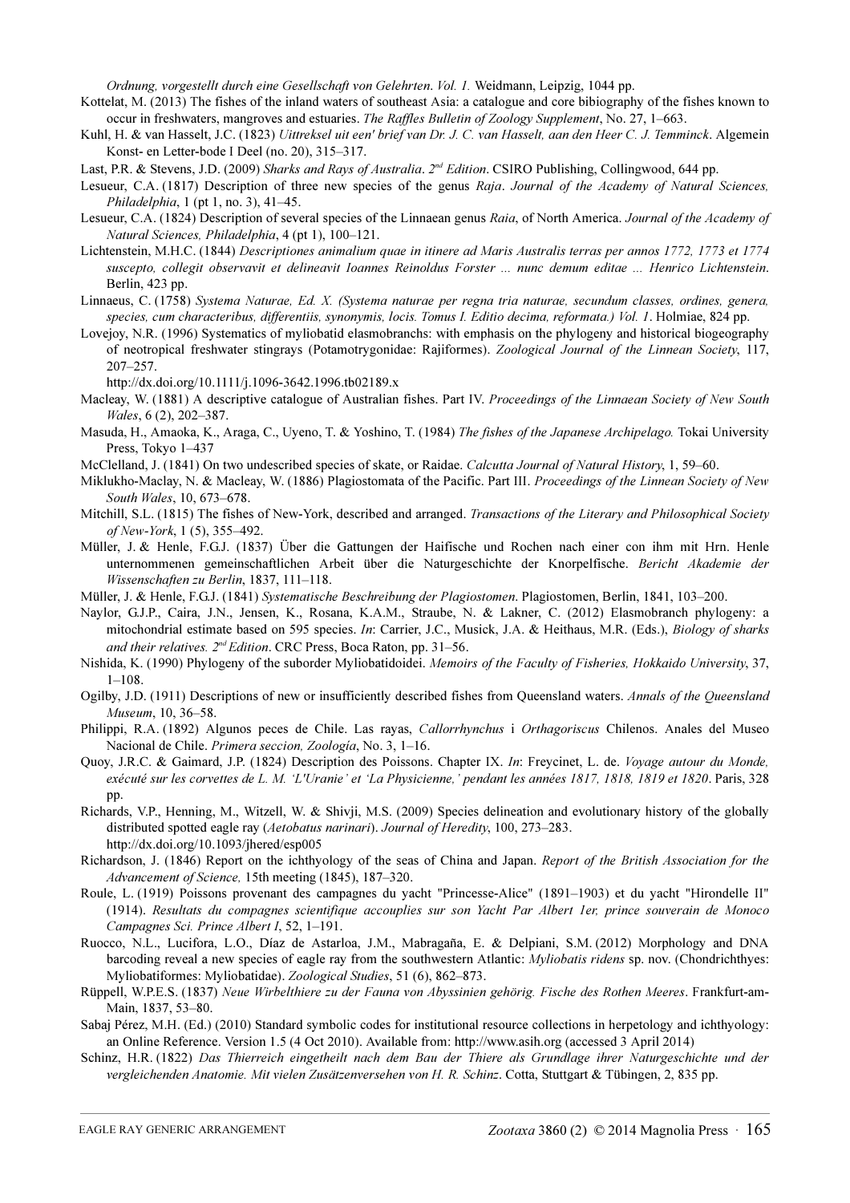*Ordnung, vorgestellt durch eine Gesellschaft von Gelehrten*. *Vol. 1.* Weidmann, Leipzig, 1044 pp.

Kottelat, M. (2013) The fishes of the inland waters of southeast Asia: a catalogue and core bibiography of the fishes known to occur in freshwaters, mangroves and estuaries. *The Raffles Bulletin of Zoology Supplement*, No. 27, 1–663.

Kuhl, H. & van Hasselt, J.C. (1823) *Uittreksel uit een' brief van Dr. J. C. van Hasselt, aan den Heer C. J. Temminck*. Algemein Konst- en Letter-bode I Deel (no. 20), 315–317.

Last, P.R. & Stevens, J.D. (2009) *Sharks and Rays of Australia*. *2nd Edition*. CSIRO Publishing, Collingwood, 644 pp.

Lesueur, C.A. (1817) Description of three new species of the genus *Raja*. *Journal of the Academy of Natural Sciences, Philadelphia*, 1 (pt 1, no. 3), 41–45.

Lesueur, C.A. (1824) Description of several species of the Linnaean genus *Raia*, of North America. *Journal of the Academy of Natural Sciences, Philadelphia*, 4 (pt 1), 100–121.

Lichtenstein, M.H.C. (1844) *Descriptiones animalium quae in itinere ad Maris Australis terras per annos 1772, 1773 et 1774 suscepto, collegit observavit et delineavit Ioannes Reinoldus Forster ... nunc demum editae ... Henrico Lichtenstein*. Berlin, 423 pp.

Linnaeus, C. (1758) *Systema Naturae, Ed. X. (Systema naturae per regna tria naturae, secundum classes, ordines, genera, species, cum characteribus, differentiis, synonymis, locis. Tomus I. Editio decima, reformata.) Vol. 1*. Holmiae, 824 pp.

Lovejoy, N.R. (1996) Systematics of myliobatid elasmobranchs: with emphasis on the phylogeny and historical biogeography of neotropical freshwater stingrays (Potamotrygonidae: Rajiformes). *Zoological Journal of the Linnean Society*, 117, 207–257.
http://dx.doi.org/10.1111/j.1096-3642.1996.tb02189.x

Macleay, W. (1881) A descriptive catalogue of Australian fishes. Part IV. *Proceedings of the Linnaean Society of New South Wales*, 6 (2), 202–387.

Masuda, H., Amaoka, K., Araga, C., Uyeno, T. & Yoshino, T. (1984) *The fishes of the Japanese Archipelago.* Tokai University Press, Tokyo 1–437

McClelland, J. (1841) On two undescribed species of skate, or Raidae. *Calcutta Journal of Natural History*, 1, 59–60.

Miklukho-Maclay, N. & Macleay, W. (1886) Plagiostomata of the Pacific. Part III. *Proceedings of the Linnean Society of New South Wales*, 10, 673–678.

Mitchill, S.L. (1815) The fishes of New-York, described and arranged. *Transactions of the Literary and Philosophical Society of New-York*, 1 (5), 355–492.

Müller, J. & Henle, F.G.J. (1837) Über die Gattungen der Haifische und Rochen nach einer con ihm mit Hrn. Henle unternommenen gemeinschaftlichen Arbeit über die Naturgeschichte der Knorpelfische. *Bericht Akademie der Wissenschaften zu Berlin*, 1837, 111–118.

Müller, J. & Henle, F.G.J. (1841) *Systematische Beschreibung der Plagiostomen*. Plagiostomen, Berlin, 1841, 103–200.

Naylor, G.J.P., Caira, J.N., Jensen, K., Rosana, K.A.M., Straube, N. & Lakner, C. (2012) Elasmobranch phylogeny: a mitochondrial estimate based on 595 species. *In*: Carrier, J.C., Musick, J.A. & Heithaus, M.R. (Eds.), *Biology of sharks and their relatives. 2nd Edition*. CRC Press, Boca Raton, pp. 31–56.

Nishida, K. (1990) Phylogeny of the suborder Myliobatidoidei. *Memoirs of the Faculty of Fisheries, Hokkaido University*, 37, 1–108.

Ogilby, J.D. (1911) Descriptions of new or insufficiently described fishes from Queensland waters. *Annals of the Queensland Museum*, 10, 36–58.

Philippi, R.A. (1892) Algunos peces de Chile. Las rayas, *Callorrhynchus* i *Orthagoriscus* Chilenos. Anales del Museo Nacional de Chile. *Primera seccion, Zoología*, No. 3, 1–16.

Quoy, J.R.C. & Gaimard, J.P. (1824) Description des Poissons. Chapter IX. *In*: Freycinet, L. de. *Voyage autour du Monde, exécuté sur les corvettes de L. M. 'L'Uranie' et 'La Physicienne,' pendant les années 1817, 1818, 1819 et 1820*. Paris, 328 pp.

Richards, V.P., Henning, M., Witzell, W. & Shivji, M.S. (2009) Species delineation and evolutionary history of the globally distributed spotted eagle ray (*Aetobatus narinari*). *Journal of Heredity*, 100, 273–283.
http://dx.doi.org/10.1093/jhered/esp005

Richardson, J. (1846) Report on the ichthyology of the seas of China and Japan. *Report of the British Association for the Advancement of Science,* 15th meeting (1845), 187–320.

Roule, L. (1919) Poissons provenant des campagnes du yacht "Princesse-Alice" (1891–1903) et du yacht "Hirondelle II" (1914). *Resultats du compagnes scientifique accouplies sur son Yacht Par Albert 1er, prince souverain de Monoco Campagnes Sci. Prince Albert I*, 52, 1–191.

Ruocco, N.L., Lucifora, L.O., Díaz de Astarloa, J.M., Mabragaña, E. & Delpiani, S.M. (2012) Morphology and DNA barcoding reveal a new species of eagle ray from the southwestern Atlantic: *Myliobatis ridens* sp. nov. (Chondrichthyes: Myliobatiformes: Myliobatidae). *Zoological Studies*, 51 (6), 862–873.

Rüppell, W.P.E.S. (1837) *Neue Wirbelthiere zu der Fauna von Abyssinien gehörig. Fische des Rothen Meeres*. Frankfurt-am-Main, 1837, 53–80.

Sabaj Pérez, M.H. (Ed.) (2010) Standard symbolic codes for institutional resource collections in herpetology and ichthyology: an Online Reference. Version 1.5 (4 Oct 2010). Available from: http://www.asih.org (accessed 3 April 2014)

Schinz, H.R. (1822) *Das Thierreich eingetheilt nach dem Bau der Thiere als Grundlage ihrer Naturgeschichte und der vergleichenden Anatomie. Mit vielen Zusätzenversehen von H. R. Schinz*. Cotta, Stuttgart & Tübingen, 2, 835 pp.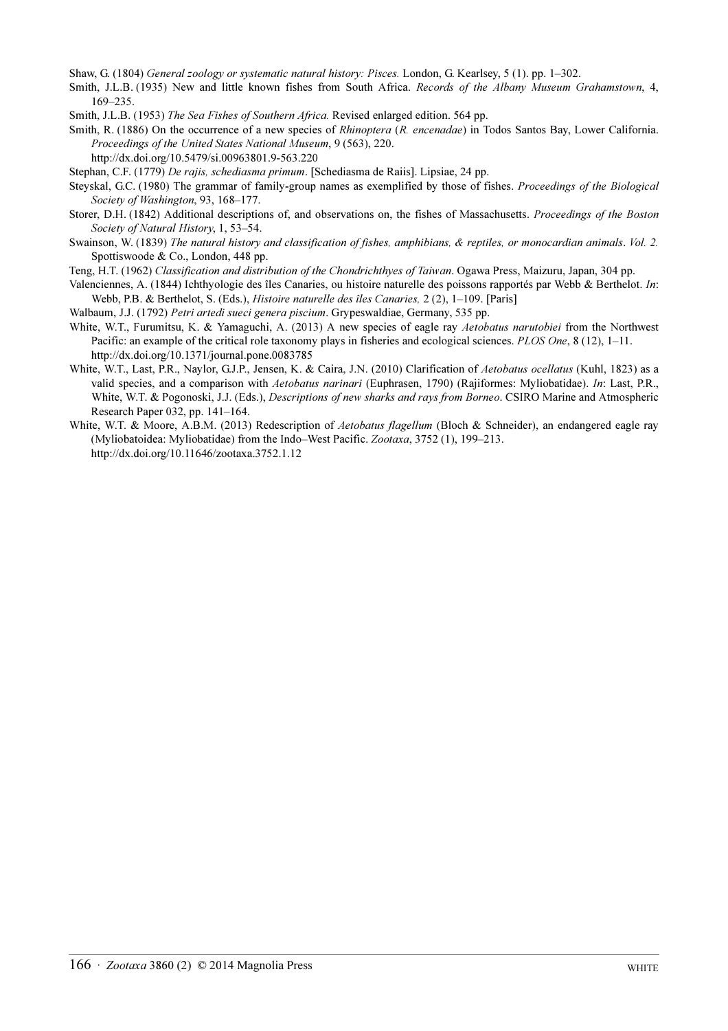Shaw, G. (1804) *General zoology or systematic natural history: Pisces.* London, G. Kearlsey, 5 (1). pp. 1–302.

Smith, J.L.B. (1935) New and little known fishes from South Africa. *Records of the Albany Museum Grahamstown*, 4, 169–235.

Smith, J.L.B. (1953) *The Sea Fishes of Southern Africa.* Revised enlarged edition. 564 pp.

Smith, R. (1886) On the occurrence of a new species of *Rhinoptera* (*R. encenadae*) in Todos Santos Bay, Lower California. *Proceedings of the United States National Museum*, 9 (563), 220. http://dx.doi.org/10.5479/si.00963801.9-563.220

Stephan, C.F. (1779) *De rajis, schediasma primum*. [Schediasma de Raiis]. Lipsiae, 24 pp.

Steyskal, G.C. (1980) The grammar of family-group names as exemplified by those of fishes. *Proceedings of the Biological Society of Washington*, 93, 168–177.

Storer, D.H. (1842) Additional descriptions of, and observations on, the fishes of Massachusetts. *Proceedings of the Boston Society of Natural History*, 1, 53–54.

Swainson, W. (1839) *The natural history and classification of fishes, amphibians, & reptiles, or monocardian animals*. *Vol. 2.* Spottiswoode & Co., London, 448 pp.

Teng, H.T. (1962) *Classification and distribution of the Chondrichthyes of Taiwan*. Ogawa Press, Maizuru, Japan, 304 pp.

Valenciennes, A. (1844) Ichthyologie des îles Canaries, ou histoire naturelle des poissons rapportés par Webb & Berthelot. *In*: Webb, P.B. & Berthelot, S. (Eds.), *Histoire naturelle des îles Canaries,* 2 (2), 1–109. [Paris]

Walbaum, J.J. (1792) *Petri artedi sueci genera piscium*. Grypeswaldiae, Germany, 535 pp.

White, W.T., Furumitsu, K. & Yamaguchi, A. (2013) A new species of eagle ray *Aetobatus narutobiei* from the Northwest Pacific: an example of the critical role taxonomy plays in fisheries and ecological sciences. *PLOS One*, 8 (12), 1–11. http://dx.doi.org/10.1371/journal.pone.0083785

White, W.T., Last, P.R., Naylor, G.J.P., Jensen, K. & Caira, J.N. (2010) Clarification of *Aetobatus ocellatus* (Kuhl, 1823) as a valid species, and a comparison with *Aetobatus narinari* (Euphrasen, 1790) (Rajiformes: Myliobatidae). *In*: Last, P.R., White, W.T. & Pogonoski, J.J. (Eds.), *Descriptions of new sharks and rays from Borneo*. CSIRO Marine and Atmospheric Research Paper 032, pp. 141–164.

White, W.T. & Moore, A.B.M. (2013) Redescription of *Aetobatus flagellum* (Bloch & Schneider), an endangered eagle ray (Myliobatoidea: Myliobatidae) from the Indo–West Pacific. *Zootaxa*, 3752 (1), 199–213. http://dx.doi.org/10.11646/zootaxa.3752.1.12